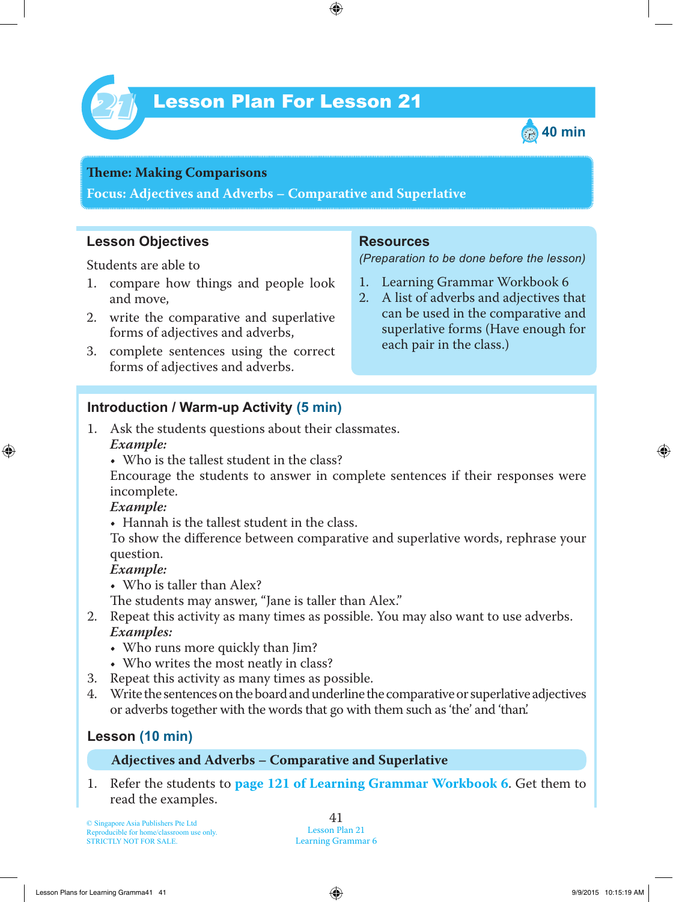# Lesson Plan For Lesson 21

40 min

**Theme: Making Comparisons**

**Focus: Adjectives and Adverbs – Comparative and Superlative**

## Lesson Objectives

Students are able to

1. compare how things and people look and move,
2. write the comparative and superlative forms of adjectives and adverbs,
3. complete sentences using the correct forms of adjectives and adverbs.

## Resources

*(Preparation to be done before the lesson)*

1. Learning Grammar Workbook 6
2. A list of adverbs and adjectives that can be used in the comparative and superlative forms (Have enough for each pair in the class.)

## Introduction / Warm-up Activity (5 min)

1. Ask the students questions about their classmates.
   ***Example:***
   - Who is the tallest student in the class?

   Encourage the students to answer in complete sentences if their responses were incomplete.
   ***Example:***
   - Hannah is the tallest student in the class.

   To show the difference between comparative and superlative words, rephrase your question.
   ***Example:***
   - Who is taller than Alex?

   The students may answer, "Jane is taller than Alex."
2. Repeat this activity as many times as possible. You may also want to use adverbs.
   ***Examples:***
   - Who runs more quickly than Jim?
   - Who writes the most neatly in class?
3. Repeat this activity as many times as possible.
4. Write the sentences on the board and underline the comparative or superlative adjectives or adverbs together with the words that go with them such as 'the' and 'than.'

## Lesson (10 min)

**Adjectives and Adverbs – Comparative and Superlative**

1. Refer the students to **page 121 of Learning Grammar Workbook 6**. Get them to read the examples.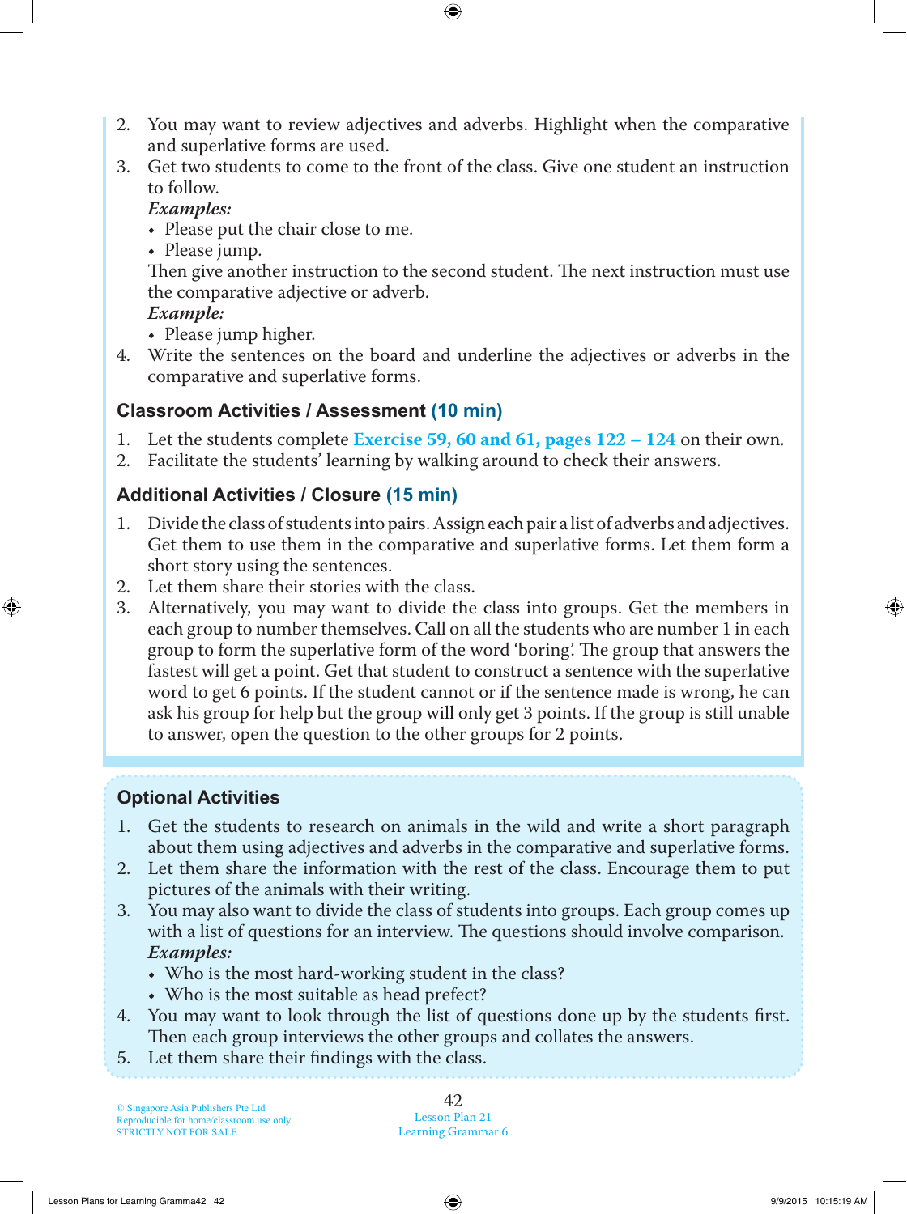2. You may want to review adjectives and adverbs. Highlight when the comparative and superlative forms are used.
3. Get two students to come to the front of the class. Give one student an instruction to follow.

   ***Examples:***
   - Please put the chair close to me.
   - Please jump.

   Then give another instruction to the second student. The next instruction must use the comparative adjective or adverb.

   ***Example:***
   - Please jump higher.
4. Write the sentences on the board and underline the adjectives or adverbs in the comparative and superlative forms.

### Classroom Activities / Assessment (10 min)

1. Let the students complete **Exercise 59, 60 and 61, pages 122 – 124** on their own.
2. Facilitate the students' learning by walking around to check their answers.

### Additional Activities / Closure (15 min)

1. Divide the class of students into pairs. Assign each pair a list of adverbs and adjectives. Get them to use them in the comparative and superlative forms. Let them form a short story using the sentences.
2. Let them share their stories with the class.
3. Alternatively, you may want to divide the class into groups. Get the members in each group to number themselves. Call on all the students who are number 1 in each group to form the superlative form of the word 'boring'. The group that answers the fastest will get a point. Get that student to construct a sentence with the superlative word to get 6 points. If the student cannot or if the sentence made is wrong, he can ask his group for help but the group will only get 3 points. If the group is still unable to answer, open the question to the other groups for 2 points.

### Optional Activities

1. Get the students to research on animals in the wild and write a short paragraph about them using adjectives and adverbs in the comparative and superlative forms.
2. Let them share the information with the rest of the class. Encourage them to put pictures of the animals with their writing.
3. You may also want to divide the class of students into groups. Each group comes up with a list of questions for an interview. The questions should involve comparison.

   ***Examples:***
   - Who is the most hard-working student in the class?
   - Who is the most suitable as head prefect?
4. You may want to look through the list of questions done up by the students first. Then each group interviews the other groups and collates the answers.
5. Let them share their findings with the class.